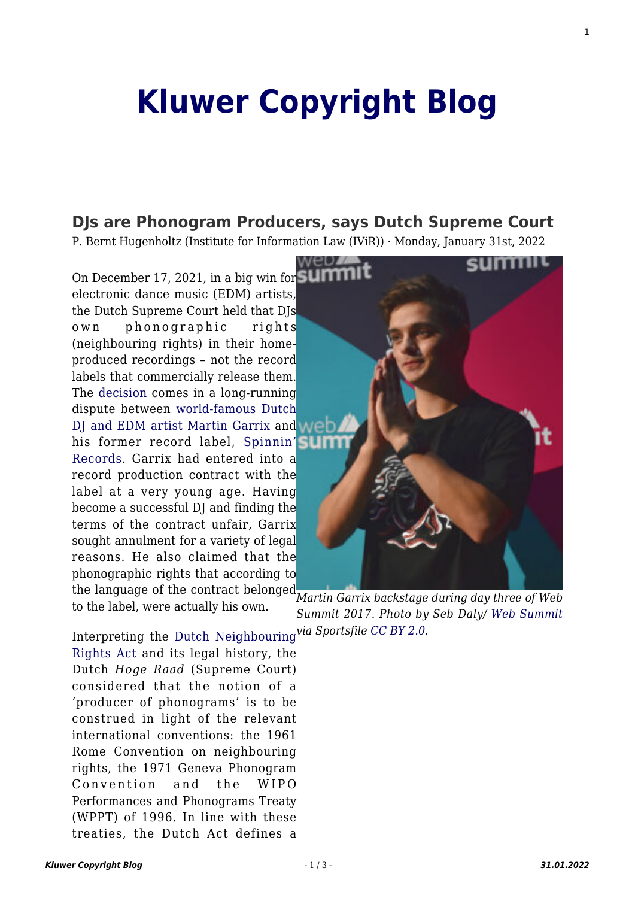# Kluwer Copyright Blog

## DJs are Phonogram Producers, says Dutch Supreme Court

P. Bernt Hugenholtz (Institute for Information Law (IViR)) · Monday, January 31st, 2022

*Martin Garrix backstage during day three of Web Summit 2017. Photo by Seb Daly/ Web Summit via Sportsfile CC BY 2.0.*

On December 17, 2021, in a big win for electronic dance music (EDM) artists, the Dutch Supreme Court held that DJs own phonographic rights (neighbouring rights) in their home-produced recordings – not the record labels that commercially release them. The decision comes in a long-running dispute between world-famous Dutch DJ and EDM artist Martin Garrix and his former record label, Spinnin' Records. Garrix had entered into a record production contract with the label at a very young age. Having become a successful DJ and finding the terms of the contract unfair, Garrix sought annulment for a variety of legal reasons. He also claimed that the phonographic rights that according to the language of the contract belonged to the label, were actually his own.

Interpreting the Dutch Neighbouring Rights Act and its legal history, the Dutch *Hoge Raad* (Supreme Court) considered that the notion of a 'producer of phonograms' is to be construed in light of the relevant international conventions: the 1961 Rome Convention on neighbouring rights, the 1971 Geneva Phonogram Convention and the WIPO Performances and Phonograms Treaty (WPPT) of 1996. In line with these treaties, the Dutch Act defines a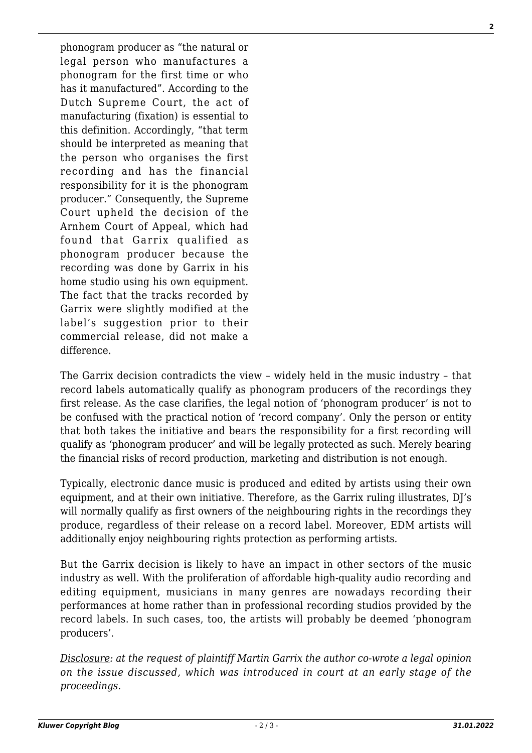phonogram producer as "the natural or legal person who manufactures a phonogram for the first time or who has it manufactured". According to the Dutch Supreme Court, the act of manufacturing (fixation) is essential to this definition. Accordingly, "that term should be interpreted as meaning that the person who organises the first recording and has the financial responsibility for it is the phonogram producer." Consequently, the Supreme Court upheld the decision of the Arnhem Court of Appeal, which had found that Garrix qualified as phonogram producer because the recording was done by Garrix in his home studio using his own equipment. The fact that the tracks recorded by Garrix were slightly modified at the label's suggestion prior to their commercial release, did not make a difference.

The Garrix decision contradicts the view – widely held in the music industry – that record labels automatically qualify as phonogram producers of the recordings they first release. As the case clarifies, the legal notion of 'phonogram producer' is not to be confused with the practical notion of 'record company'. Only the person or entity that both takes the initiative and bears the responsibility for a first recording will qualify as 'phonogram producer' and will be legally protected as such. Merely bearing the financial risks of record production, marketing and distribution is not enough.

Typically, electronic dance music is produced and edited by artists using their own equipment, and at their own initiative. Therefore, as the Garrix ruling illustrates, DJ's will normally qualify as first owners of the neighbouring rights in the recordings they produce, regardless of their release on a record label. Moreover, EDM artists will additionally enjoy neighbouring rights protection as performing artists.

But the Garrix decision is likely to have an impact in other sectors of the music industry as well. With the proliferation of affordable high-quality audio recording and editing equipment, musicians in many genres are nowadays recording their performances at home rather than in professional recording studios provided by the record labels. In such cases, too, the artists will probably be deemed 'phonogram producers'.

*Disclosure: at the request of plaintiff Martin Garrix the author co-wrote a legal opinion on the issue discussed, which was introduced in court at an early stage of the proceedings.*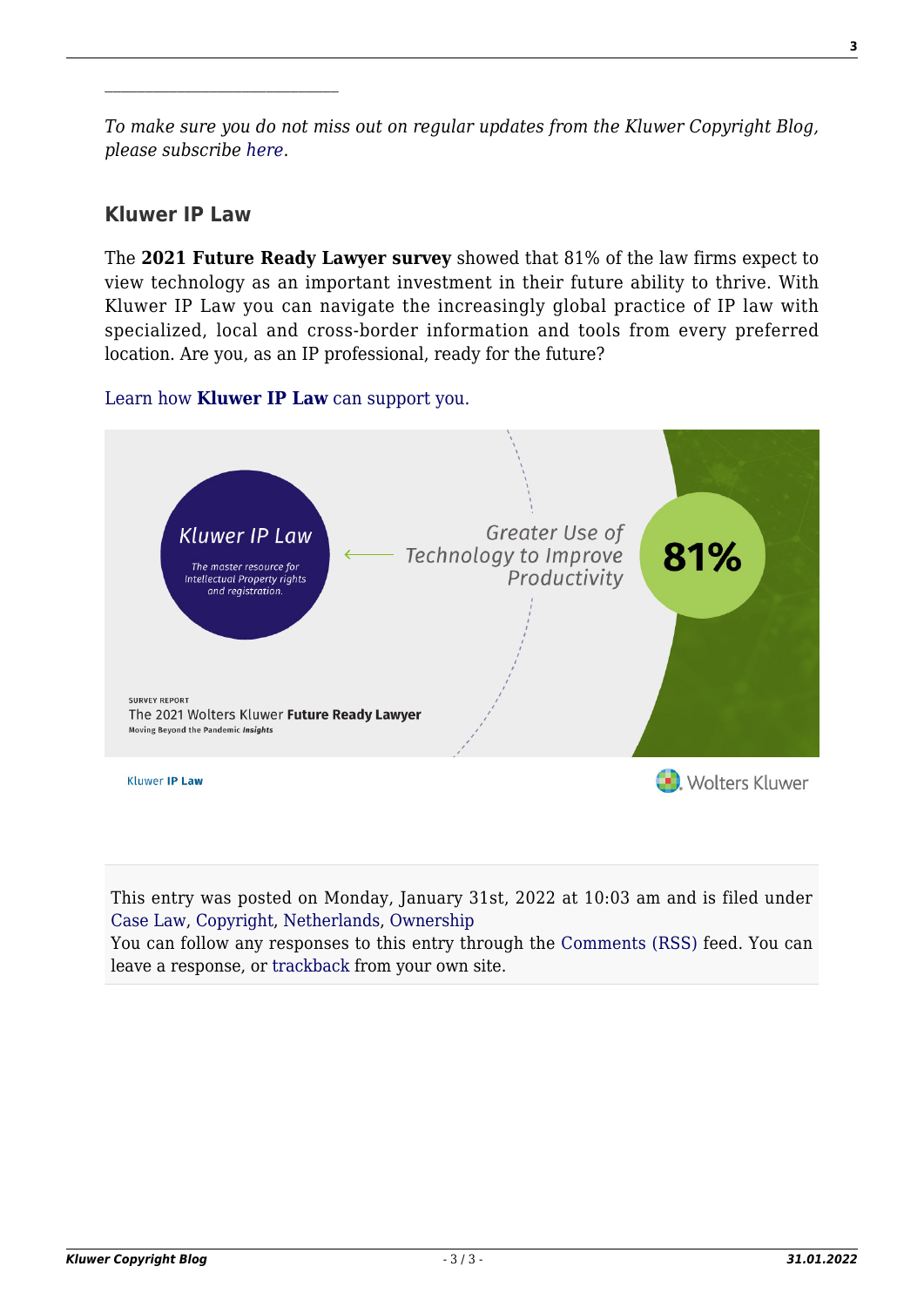---

*To make sure you do not miss out on regular updates from the Kluwer Copyright Blog, please subscribe here.*

## Kluwer IP Law

The **2021 Future Ready Lawyer survey** showed that 81% of the law firms expect to view technology as an important investment in their future ability to thrive. With Kluwer IP Law you can navigate the increasingly global practice of IP law with specialized, local and cross-border information and tools from every preferred location. Are you, as an IP professional, ready for the future?

Learn how **Kluwer IP Law** can support you.

Kluwer IP Law
The master resource for Intellectual Property rights and registration.

Greater Use of Technology to Improve Productivity

81%

SURVEY REPORT
The 2021 Wolters Kluwer **Future Ready Lawyer**
Moving Beyond the Pandemic *Insights*

Kluwer **IP Law**

Wolters Kluwer

This entry was posted on Monday, January 31st, 2022 at 10:03 am and is filed under Case Law, Copyright, Netherlands, Ownership
You can follow any responses to this entry through the Comments (RSS) feed. You can leave a response, or trackback from your own site.